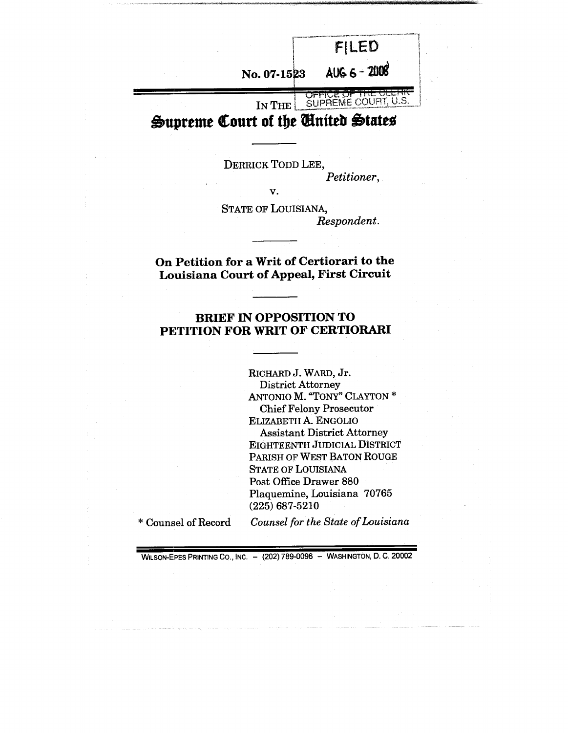FILED

AUG 6 - 2008

OFFICE OF THE CLERK
SUPREME COURT, U.S.

No. 07-1523

IN THE

# Supreme Court of the United States

DERRICK TODD LEE,
*Petitioner*,

v.

STATE OF LOUISIANA,
*Respondent*.

**On Petition for a Writ of Certiorari to the Louisiana Court of Appeal, First Circuit**

**BRIEF IN OPPOSITION TO PETITION FOR WRIT OF CERTIORARI**

RICHARD J. WARD, Jr.
District Attorney
ANTONIO M. "TONY" CLAYTON *
Chief Felony Prosecutor
ELIZABETH A. ENGOLIO
Assistant District Attorney
EIGHTEENTH JUDICIAL DISTRICT
PARISH OF WEST BATON ROUGE
STATE OF LOUISIANA
Post Office Drawer 880
Plaquemine, Louisiana 70765
(225) 687-5210

\* Counsel of Record

*Counsel for the State of Louisiana*

WILSON-EPES PRINTING CO., INC. – (202) 789-0096 – WASHINGTON, D. C. 20002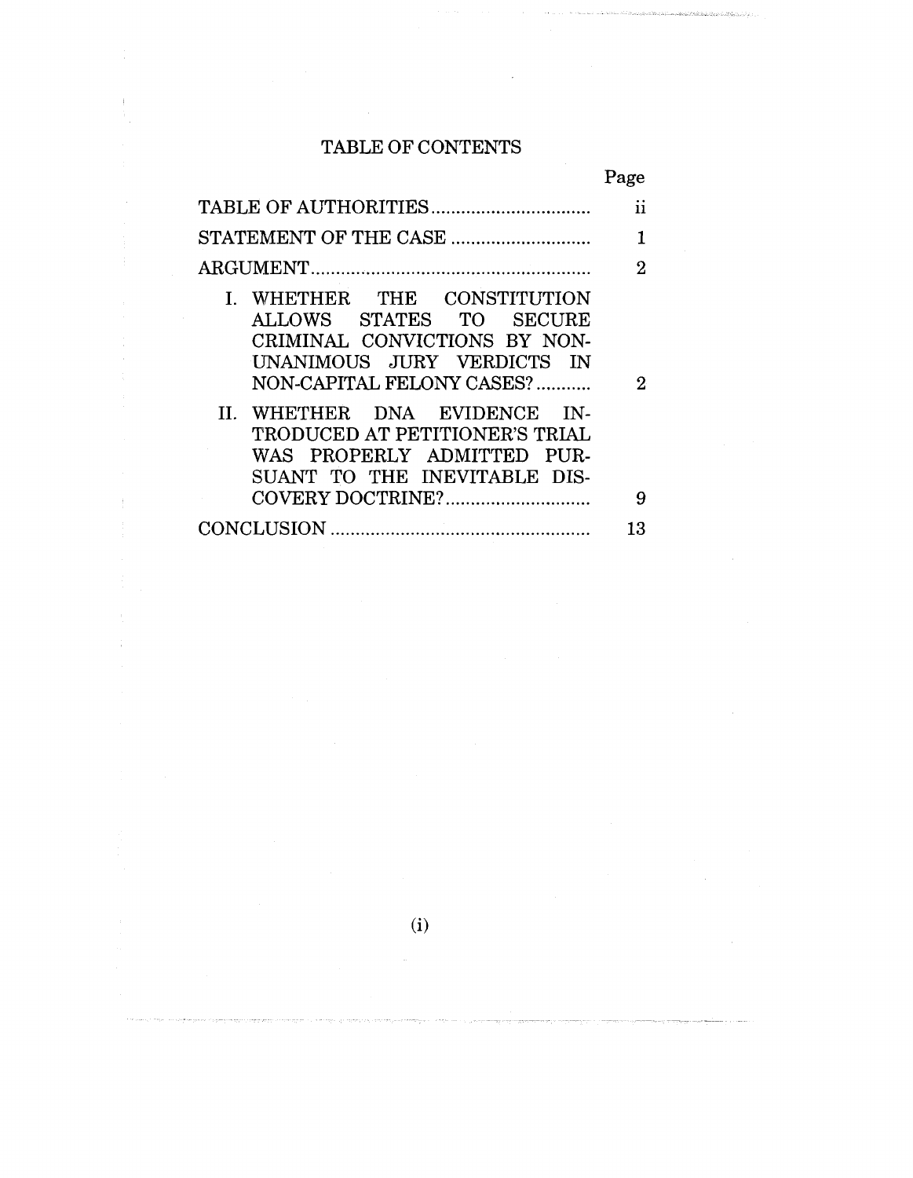# TABLE OF CONTENTS

| | Page |
|---|---|
| TABLE OF AUTHORITIES | ii |
| STATEMENT OF THE CASE | 1 |
| ARGUMENT | 2 |
| I. WHETHER THE CONSTITUTION ALLOWS STATES TO SECURE CRIMINAL CONVICTIONS BY NON-UNANIMOUS JURY VERDICTS IN NON-CAPITAL FELONY CASES? | 2 |
| II. WHETHER DNA EVIDENCE INTRODUCED AT PETITIONER'S TRIAL WAS PROPERLY ADMITTED PURSUANT TO THE INEVITABLE DISCOVERY DOCTRINE? | 9 |
| CONCLUSION | 13 |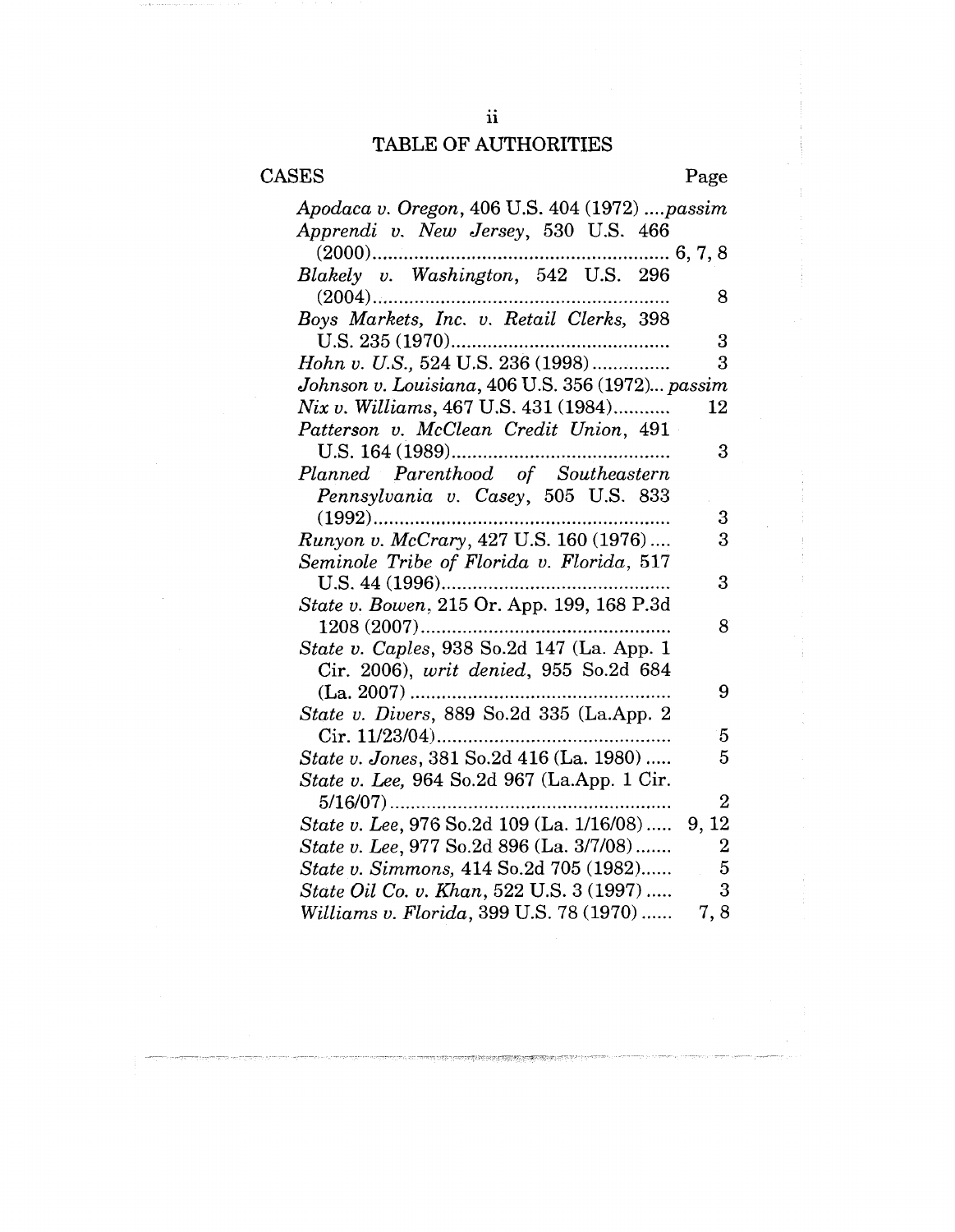# TABLE OF AUTHORITIES

## CASES

| | Page |
|---|---|
| *Apodaca v. Oregon*, 406 U.S. 404 (1972) | *passim* |
| *Apprendi v. New Jersey*, 530 U.S. 466 (2000) | 6, 7, 8 |
| *Blakely v. Washington*, 542 U.S. 296 (2004) | 8 |
| *Boys Markets, Inc. v. Retail Clerks*, 398 U.S. 235 (1970) | 3 |
| *Hohn v. U.S.*, 524 U.S. 236 (1998) | 3 |
| *Johnson v. Louisiana*, 406 U.S. 356 (1972) | *passim* |
| *Nix v. Williams*, 467 U.S. 431 (1984) | 12 |
| *Patterson v. McClean Credit Union*, 491 U.S. 164 (1989) | 3 |
| *Planned Parenthood of Southeastern Pennsylvania v. Casey*, 505 U.S. 833 (1992) | 3 |
| *Runyon v. McCrary*, 427 U.S. 160 (1976) | 3 |
| *Seminole Tribe of Florida v. Florida*, 517 U.S. 44 (1996) | 3 |
| *State v. Bowen*, 215 Or. App. 199, 168 P.3d 1208 (2007) | 8 |
| *State v. Caples*, 938 So.2d 147 (La. App. 1 Cir. 2006), *writ denied*, 955 So.2d 684 (La. 2007) | 9 |
| *State v. Divers*, 889 So.2d 335 (La.App. 2 Cir. 11/23/04) | 5 |
| *State v. Jones*, 381 So.2d 416 (La. 1980) | 5 |
| *State v. Lee*, 964 So.2d 967 (La.App. 1 Cir. 5/16/07) | 2 |
| *State v. Lee*, 976 So.2d 109 (La. 1/16/08) | 9, 12 |
| *State v. Lee*, 977 So.2d 896 (La. 3/7/08) | 2 |
| *State v. Simmons*, 414 So.2d 705 (1982) | 5 |
| *State Oil Co. v. Khan*, 522 U.S. 3 (1997) | 3 |
| *Williams v. Florida*, 399 U.S. 78 (1970) | 7, 8 |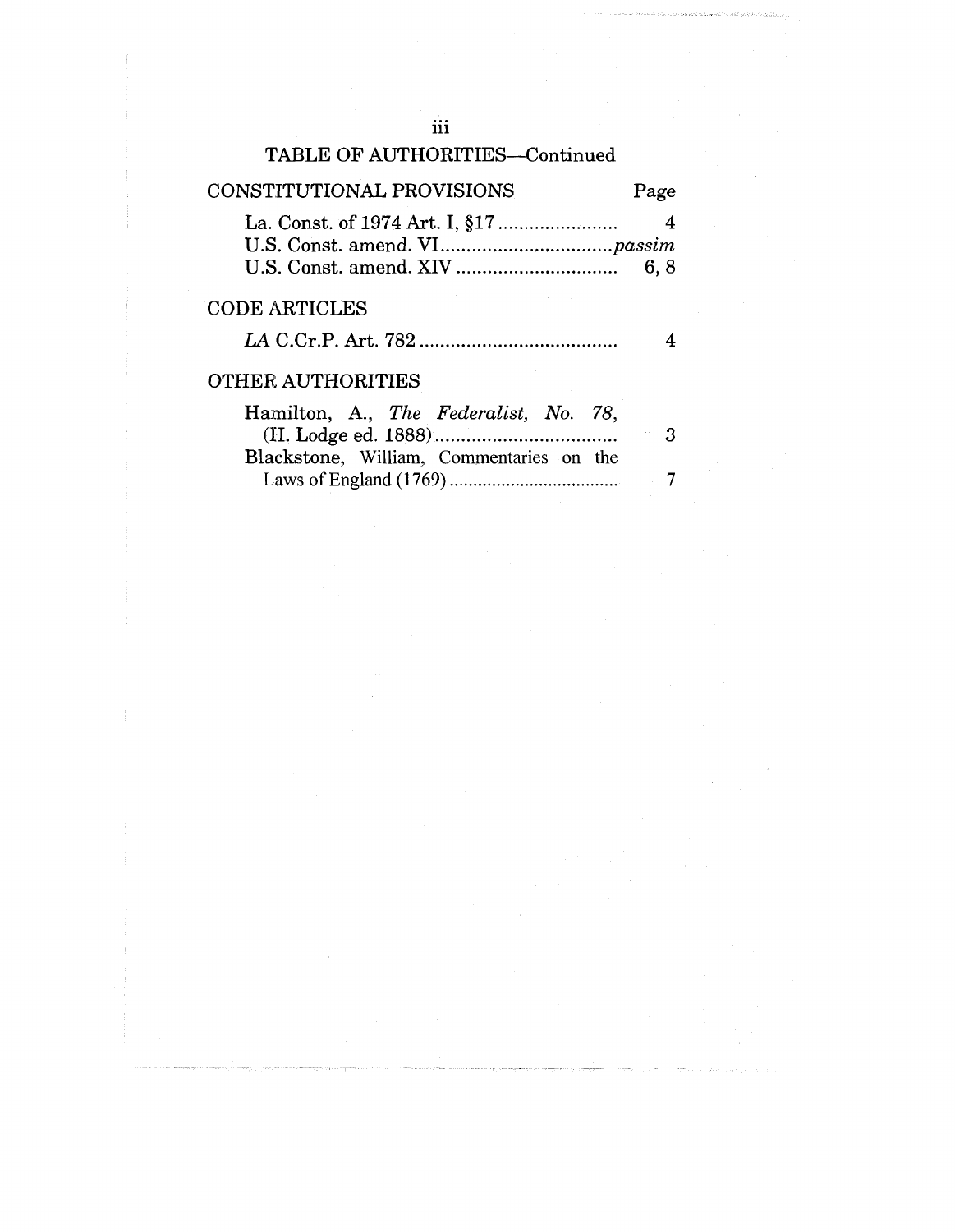## TABLE OF AUTHORITIES—Continued

| CONSTITUTIONAL PROVISIONS | Page |
|---|---|
| La. Const. of 1974 Art. I, §17 | 4 |
| U.S. Const. amend. VI | *passim* |
| U.S. Const. amend. XIV | 6, 8 |

| CODE ARTICLES | |
|---|---|
| *LA* C.Cr.P. Art. 782 | 4 |

| OTHER AUTHORITIES | |
|---|---|
| Hamilton, A., *The Federalist, No. 78*, (H. Lodge ed. 1888) | 3 |
| Blackstone, William, Commentaries on the Laws of England (1769) | 7 |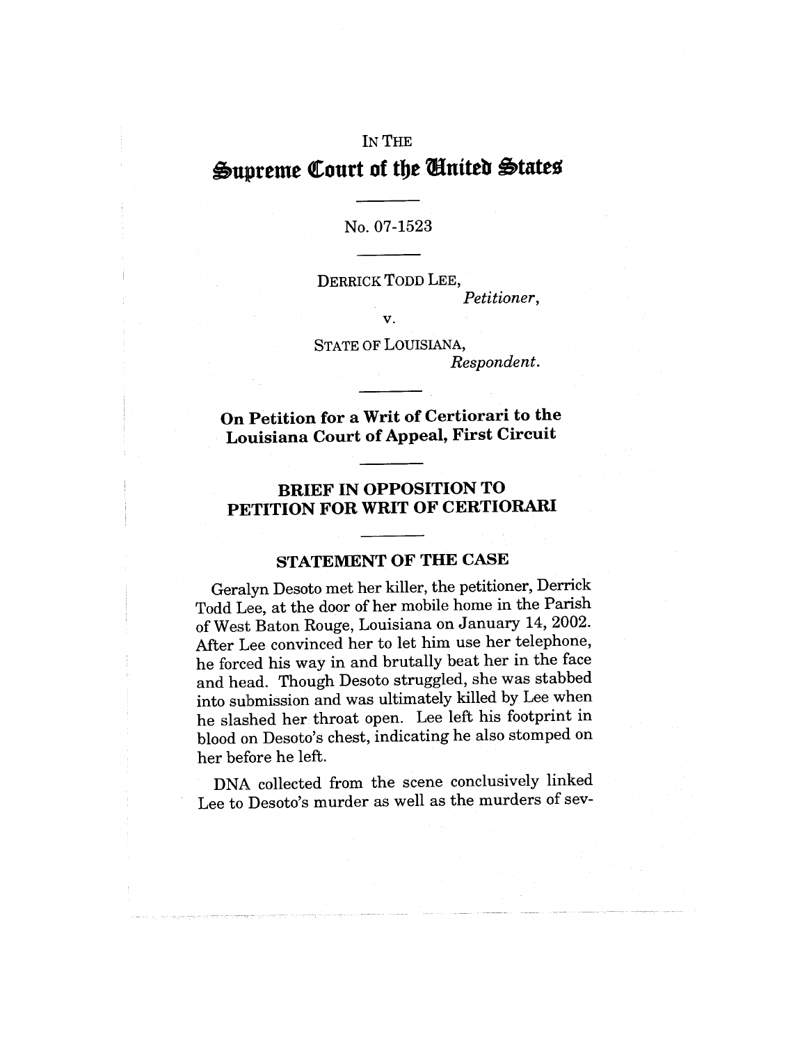IN THE

# Supreme Court of the United States

No. 07-1523

DERRICK TODD LEE,
*Petitioner*,

v.

STATE OF LOUISIANA,
*Respondent*.

**On Petition for a Writ of Certiorari to the Louisiana Court of Appeal, First Circuit**

## BRIEF IN OPPOSITION TO PETITION FOR WRIT OF CERTIORARI

### STATEMENT OF THE CASE

Geralyn Desoto met her killer, the petitioner, Derrick Todd Lee, at the door of her mobile home in the Parish of West Baton Rouge, Louisiana on January 14, 2002. After Lee convinced her to let him use her telephone, he forced his way in and brutally beat her in the face and head. Though Desoto struggled, she was stabbed into submission and was ultimately killed by Lee when he slashed her throat open. Lee left his footprint in blood on Desoto's chest, indicating he also stomped on her before he left.

DNA collected from the scene conclusively linked Lee to Desoto's murder as well as the murders of sev-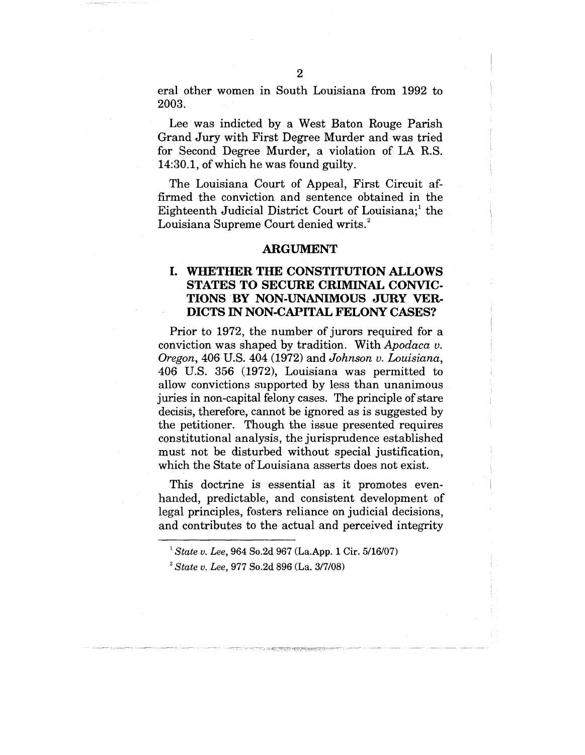eral other women in South Louisiana from 1992 to 2003.

Lee was indicted by a West Baton Rouge Parish Grand Jury with First Degree Murder and was tried for Second Degree Murder, a violation of LA R.S. 14:30.1, of which he was found guilty.

The Louisiana Court of Appeal, First Circuit affirmed the conviction and sentence obtained in the Eighteenth Judicial District Court of Louisiana;[1] the Louisiana Supreme Court denied writs.[2]

## ARGUMENT

### I. WHETHER THE CONSTITUTION ALLOWS STATES TO SECURE CRIMINAL CONVICTIONS BY NON-UNANIMOUS JURY VERDICTS IN NON-CAPITAL FELONY CASES?

Prior to 1972, the number of jurors required for a conviction was shaped by tradition. With *Apodaca v. Oregon*, 406 U.S. 404 (1972) and *Johnson v. Louisiana*, 406 U.S. 356 (1972), Louisiana was permitted to allow convictions supported by less than unanimous juries in non-capital felony cases. The principle of stare decisis, therefore, cannot be ignored as is suggested by the petitioner. Though the issue presented requires constitutional analysis, the jurisprudence established must not be disturbed without special justification, which the State of Louisiana asserts does not exist.

This doctrine is essential as it promotes evenhanded, predictable, and consistent development of legal principles, fosters reliance on judicial decisions, and contributes to the actual and perceived integrity

[1] *State v. Lee*, 964 So.2d 967 (La.App. 1 Cir. 5/16/07)

[2] *State v. Lee*, 977 So.2d 896 (La. 3/7/08)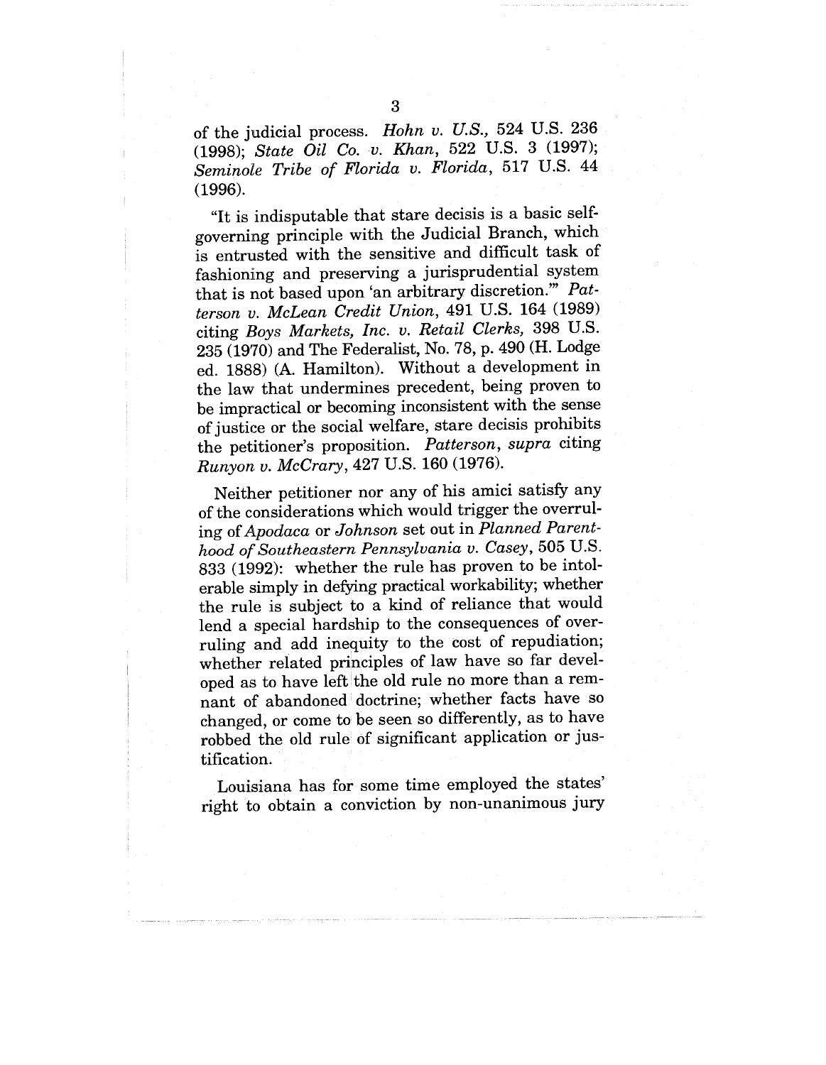of the judicial process. *Hohn v. U.S.,* 524 U.S. 236 (1998); *State Oil Co. v. Khan,* 522 U.S. 3 (1997); *Seminole Tribe of Florida v. Florida,* 517 U.S. 44 (1996).

"It is indisputable that stare decisis is a basic self-governing principle with the Judicial Branch, which is entrusted with the sensitive and difficult task of fashioning and preserving a jurisprudential system that is not based upon 'an arbitrary discretion.'" *Patterson v. McLean Credit Union,* 491 U.S. 164 (1989) citing *Boys Markets, Inc. v. Retail Clerks,* 398 U.S. 235 (1970) and The Federalist, No. 78, p. 490 (H. Lodge ed. 1888) (A. Hamilton). Without a development in the law that undermines precedent, being proven to be impractical or becoming inconsistent with the sense of justice or the social welfare, stare decisis prohibits the petitioner's proposition. *Patterson, supra* citing *Runyon v. McCrary,* 427 U.S. 160 (1976).

Neither petitioner nor any of his amici satisfy any of the considerations which would trigger the overruling of *Apodaca* or *Johnson* set out in *Planned Parenthood of Southeastern Pennsylvania v. Casey,* 505 U.S. 833 (1992): whether the rule has proven to be intolerable simply in defying practical workability; whether the rule is subject to a kind of reliance that would lend a special hardship to the consequences of overruling and add inequity to the cost of repudiation; whether related principles of law have so far developed as to have left the old rule no more than a remnant of abandoned doctrine; whether facts have so changed, or come to be seen so differently, as to have robbed the old rule of significant application or justification.

Louisiana has for some time employed the states' right to obtain a conviction by non-unanimous jury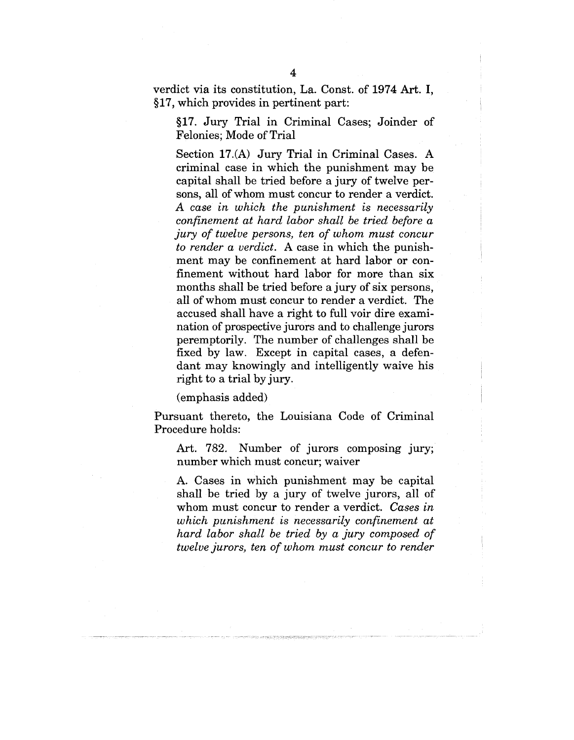verdict via its constitution, La. Const. of 1974 Art. I, §17, which provides in pertinent part:

> §17. Jury Trial in Criminal Cases; Joinder of Felonies; Mode of Trial
>
> Section 17.(A) Jury Trial in Criminal Cases. A criminal case in which the punishment may be capital shall be tried before a jury of twelve persons, all of whom must concur to render a verdict. *A case in which the punishment is necessarily confinement at hard labor shall be tried before a jury of twelve persons, ten of whom must concur to render a verdict.* A case in which the punishment may be confinement at hard labor or confinement without hard labor for more than six months shall be tried before a jury of six persons, all of whom must concur to render a verdict. The accused shall have a right to full voir dire examination of prospective jurors and to challenge jurors peremptorily. The number of challenges shall be fixed by law. Except in capital cases, a defendant may knowingly and intelligently waive his right to a trial by jury.
>
> (emphasis added)

Pursuant thereto, the Louisiana Code of Criminal Procedure holds:

> Art. 782. Number of jurors composing jury; number which must concur; waiver
>
> A. Cases in which punishment may be capital shall be tried by a jury of twelve jurors, all of whom must concur to render a verdict. *Cases in which punishment is necessarily confinement at hard labor shall be tried by a jury composed of twelve jurors, ten of whom must concur to render*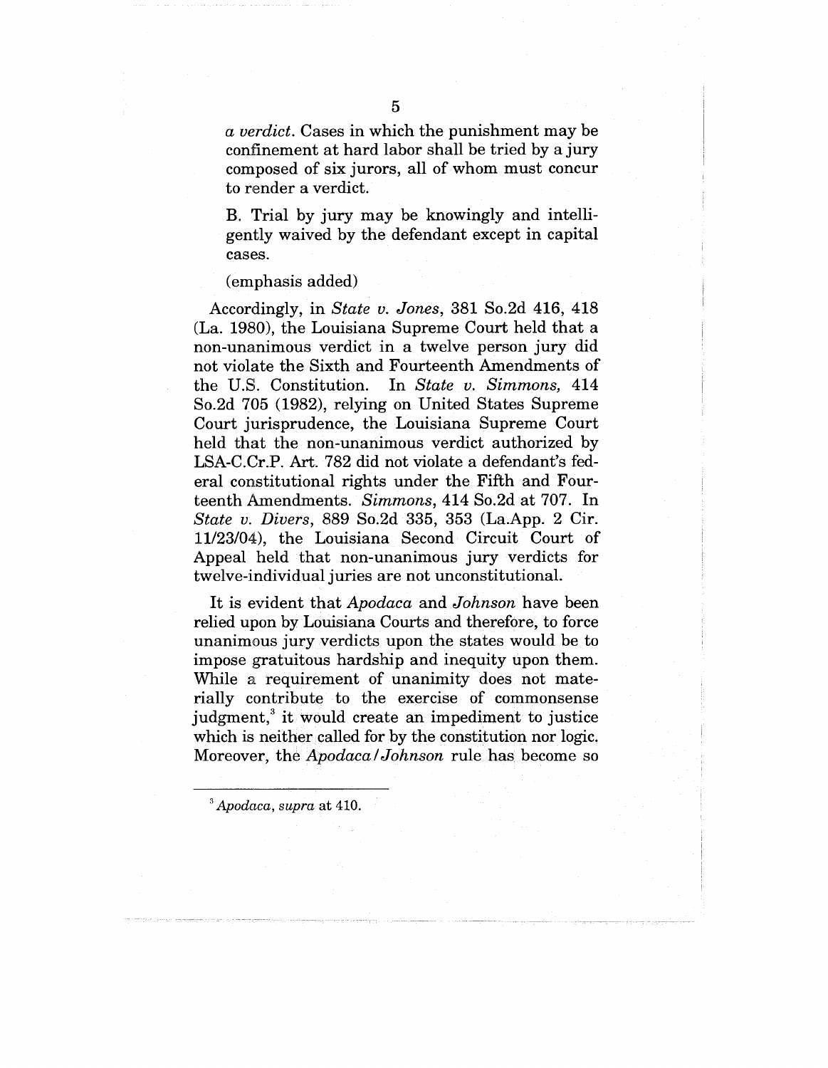*a verdict*. Cases in which the punishment may be confinement at hard labor shall be tried by a jury composed of six jurors, all of whom must concur to render a verdict.

B. Trial by jury may be knowingly and intelligently waived by the defendant except in capital cases.

(emphasis added)

Accordingly, in *State v. Jones*, 381 So.2d 416, 418 (La. 1980), the Louisiana Supreme Court held that a non-unanimous verdict in a twelve person jury did not violate the Sixth and Fourteenth Amendments of the U.S. Constitution. In *State v. Simmons*, 414 So.2d 705 (1982), relying on United States Supreme Court jurisprudence, the Louisiana Supreme Court held that the non-unanimous verdict authorized by LSA-C.Cr.P. Art. 782 did not violate a defendant's federal constitutional rights under the Fifth and Fourteenth Amendments. *Simmons*, 414 So.2d at 707. In *State v. Divers*, 889 So.2d 335, 353 (La.App. 2 Cir. 11/23/04), the Louisiana Second Circuit Court of Appeal held that non-unanimous jury verdicts for twelve-individual juries are not unconstitutional.

It is evident that *Apodaca* and *Johnson* have been relied upon by Louisiana Courts and therefore, to force unanimous jury verdicts upon the states would be to impose gratuitous hardship and inequity upon them. While a requirement of unanimity does not materially contribute to the exercise of commonsense judgment,[3] it would create an impediment to justice which is neither called for by the constitution nor logic. Moreover, the *Apodaca/Johnson* rule has become so

[3] *Apodaca, supra* at 410.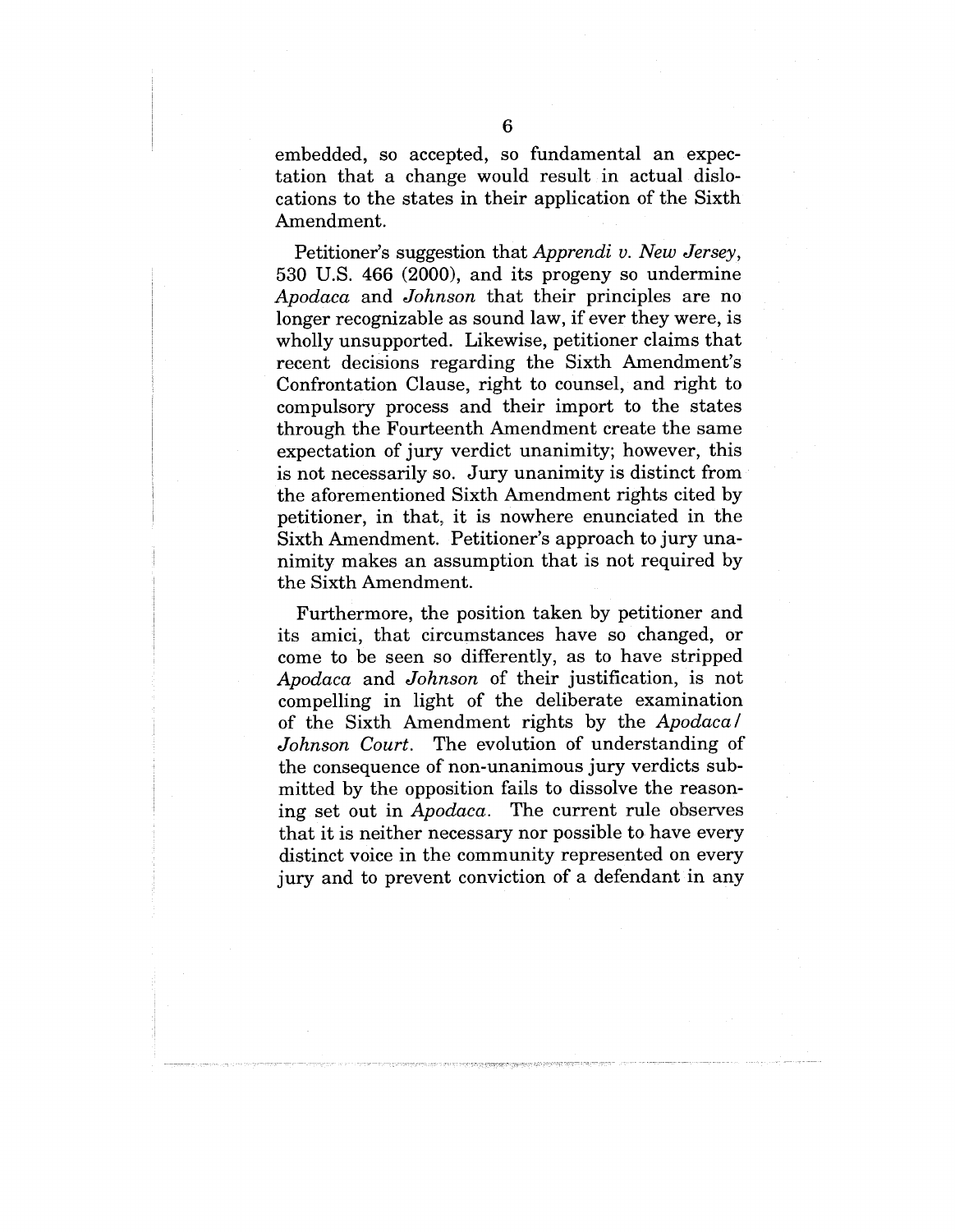embedded, so accepted, so fundamental an expectation that a change would result in actual dislocations to the states in their application of the Sixth Amendment.

Petitioner's suggestion that *Apprendi v. New Jersey*, 530 U.S. 466 (2000), and its progeny so undermine *Apodaca* and *Johnson* that their principles are no longer recognizable as sound law, if ever they were, is wholly unsupported. Likewise, petitioner claims that recent decisions regarding the Sixth Amendment's Confrontation Clause, right to counsel, and right to compulsory process and their import to the states through the Fourteenth Amendment create the same expectation of jury verdict unanimity; however, this is not necessarily so. Jury unanimity is distinct from the aforementioned Sixth Amendment rights cited by petitioner, in that, it is nowhere enunciated in the Sixth Amendment. Petitioner's approach to jury unanimity makes an assumption that is not required by the Sixth Amendment.

Furthermore, the position taken by petitioner and its amici, that circumstances have so changed, or come to be seen so differently, as to have stripped *Apodaca* and *Johnson* of their justification, is not compelling in light of the deliberate examination of the Sixth Amendment rights by the *Apodaca/Johnson Court*. The evolution of understanding of the consequence of non-unanimous jury verdicts submitted by the opposition fails to dissolve the reasoning set out in *Apodaca*. The current rule observes that it is neither necessary nor possible to have every distinct voice in the community represented on every jury and to prevent conviction of a defendant in any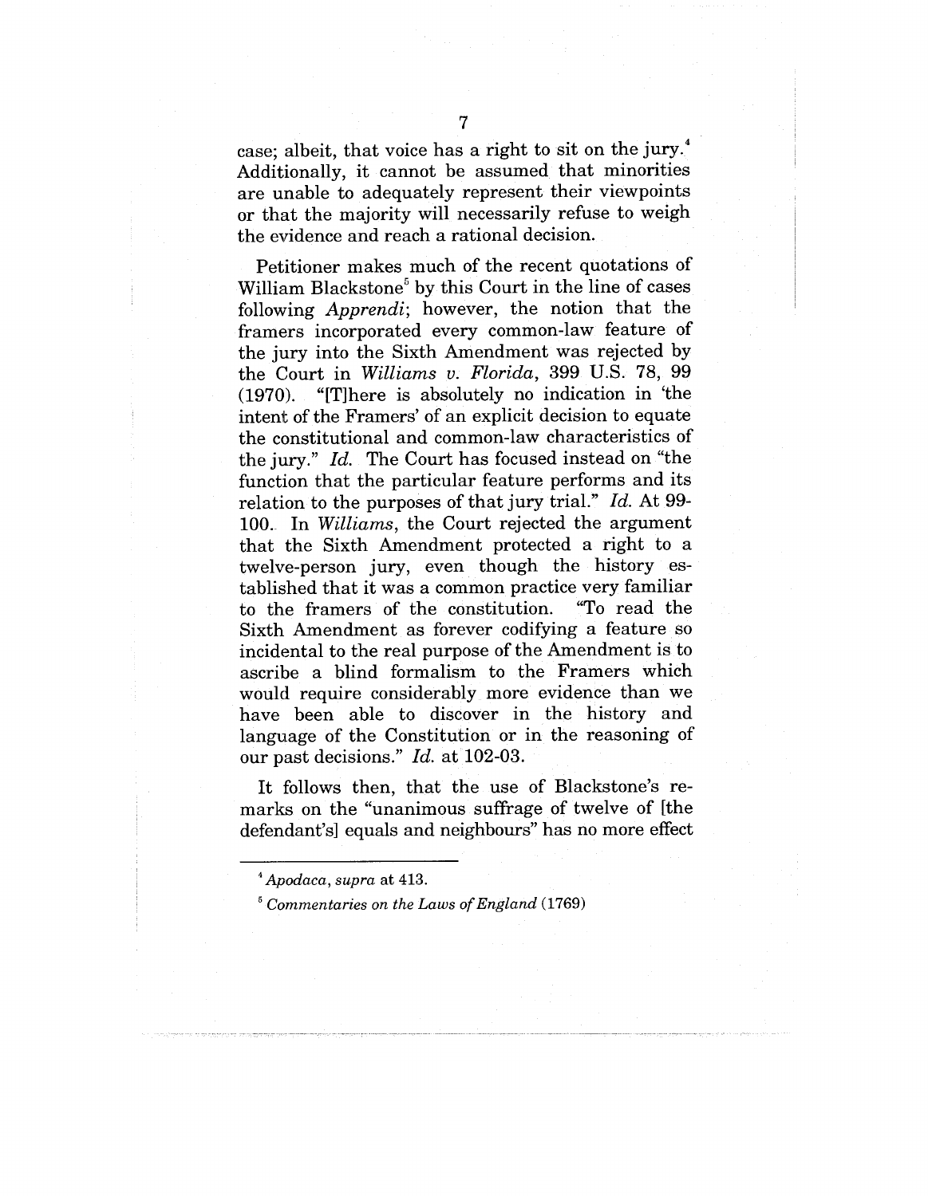case; albeit, that voice has a right to sit on the jury.[4] Additionally, it cannot be assumed that minorities are unable to adequately represent their viewpoints or that the majority will necessarily refuse to weigh the evidence and reach a rational decision.

Petitioner makes much of the recent quotations of William Blackstone[5] by this Court in the line of cases following *Apprendi*; however, the notion that the framers incorporated every common-law feature of the jury into the Sixth Amendment was rejected by the Court in *Williams v. Florida*, 399 U.S. 78, 99 (1970). "[T]here is absolutely no indication in 'the intent of the Framers' of an explicit decision to equate the constitutional and common-law characteristics of the jury." *Id.* The Court has focused instead on "the function that the particular feature performs and its relation to the purposes of that jury trial." *Id.* At 99-100. In *Williams*, the Court rejected the argument that the Sixth Amendment protected a right to a twelve-person jury, even though the history established that it was a common practice very familiar to the framers of the constitution. "To read the Sixth Amendment as forever codifying a feature so incidental to the real purpose of the Amendment is to ascribe a blind formalism to the Framers which would require considerably more evidence than we have been able to discover in the history and language of the Constitution or in the reasoning of our past decisions." *Id.* at 102-03.

It follows then, that the use of Blackstone's remarks on the "unanimous suffrage of twelve of [the defendant's] equals and neighbours" has no more effect

---

[4] *Apodaca*, *supra* at 413.

[5] *Commentaries on the Laws of England* (1769)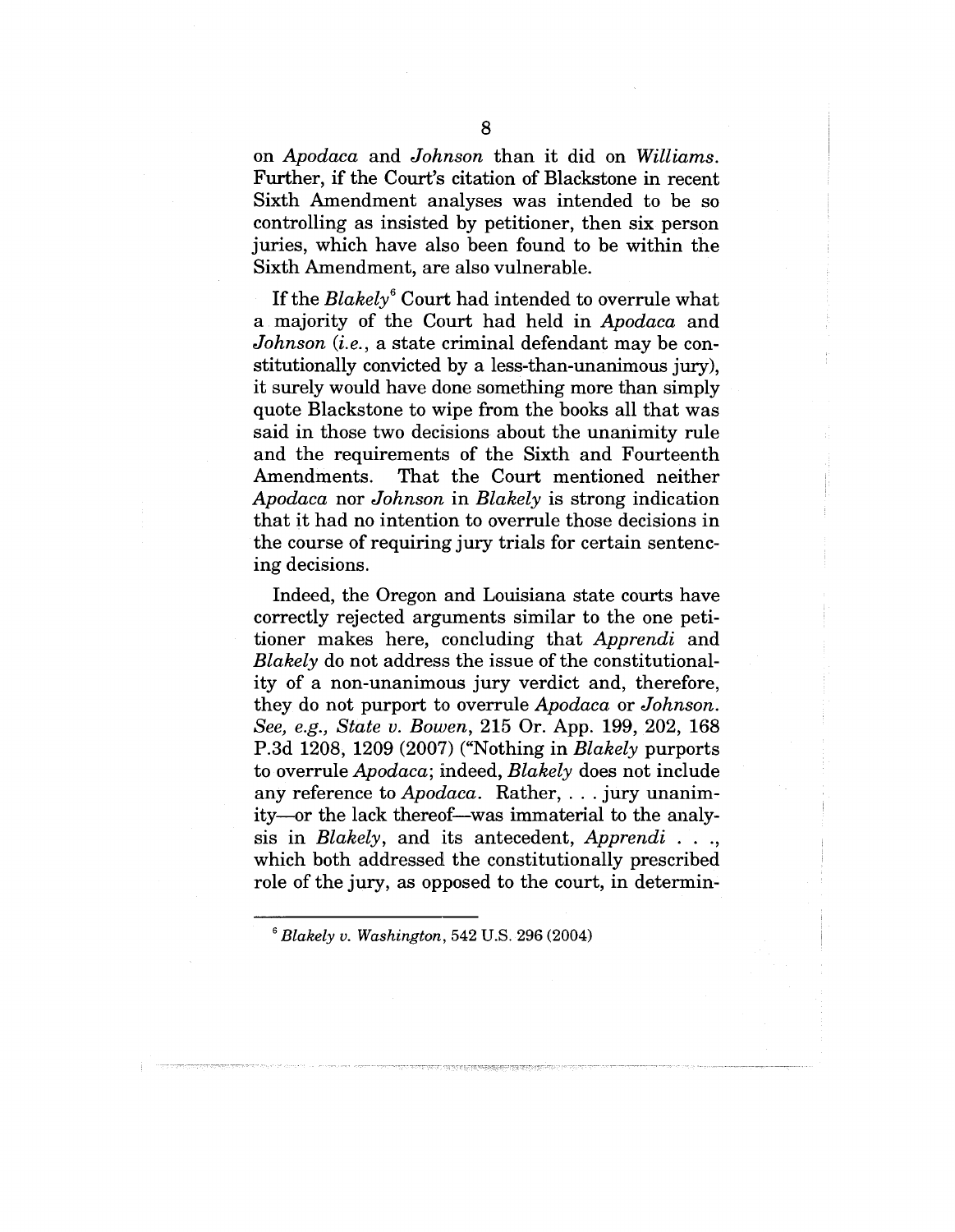on *Apodaca* and *Johnson* than it did on *Williams*. Further, if the Court's citation of Blackstone in recent Sixth Amendment analyses was intended to be so controlling as insisted by petitioner, then six person juries, which have also been found to be within the Sixth Amendment, are also vulnerable.

If the *Blakely*[6] Court had intended to overrule what a majority of the Court had held in *Apodaca* and *Johnson* (*i.e.*, a state criminal defendant may be constitutionally convicted by a less-than-unanimous jury), it surely would have done something more than simply quote Blackstone to wipe from the books all that was said in those two decisions about the unanimity rule and the requirements of the Sixth and Fourteenth Amendments. That the Court mentioned neither *Apodaca* nor *Johnson* in *Blakely* is strong indication that it had no intention to overrule those decisions in the course of requiring jury trials for certain sentencing decisions.

Indeed, the Oregon and Louisiana state courts have correctly rejected arguments similar to the one petitioner makes here, concluding that *Apprendi* and *Blakely* do not address the issue of the constitutionality of a non-unanimous jury verdict and, therefore, they do not purport to overrule *Apodaca* or *Johnson*. *See, e.g., State v. Bowen*, 215 Or. App. 199, 202, 168 P.3d 1208, 1209 (2007) ("Nothing in *Blakely* purports to overrule *Apodaca*; indeed, *Blakely* does not include any reference to *Apodaca*. Rather, . . . jury unanimity—or the lack thereof—was immaterial to the analysis in *Blakely*, and its antecedent, *Apprendi* . . ., which both addressed the constitutionally prescribed role of the jury, as opposed to the court, in determin-

---

[6] *Blakely v. Washington*, 542 U.S. 296 (2004)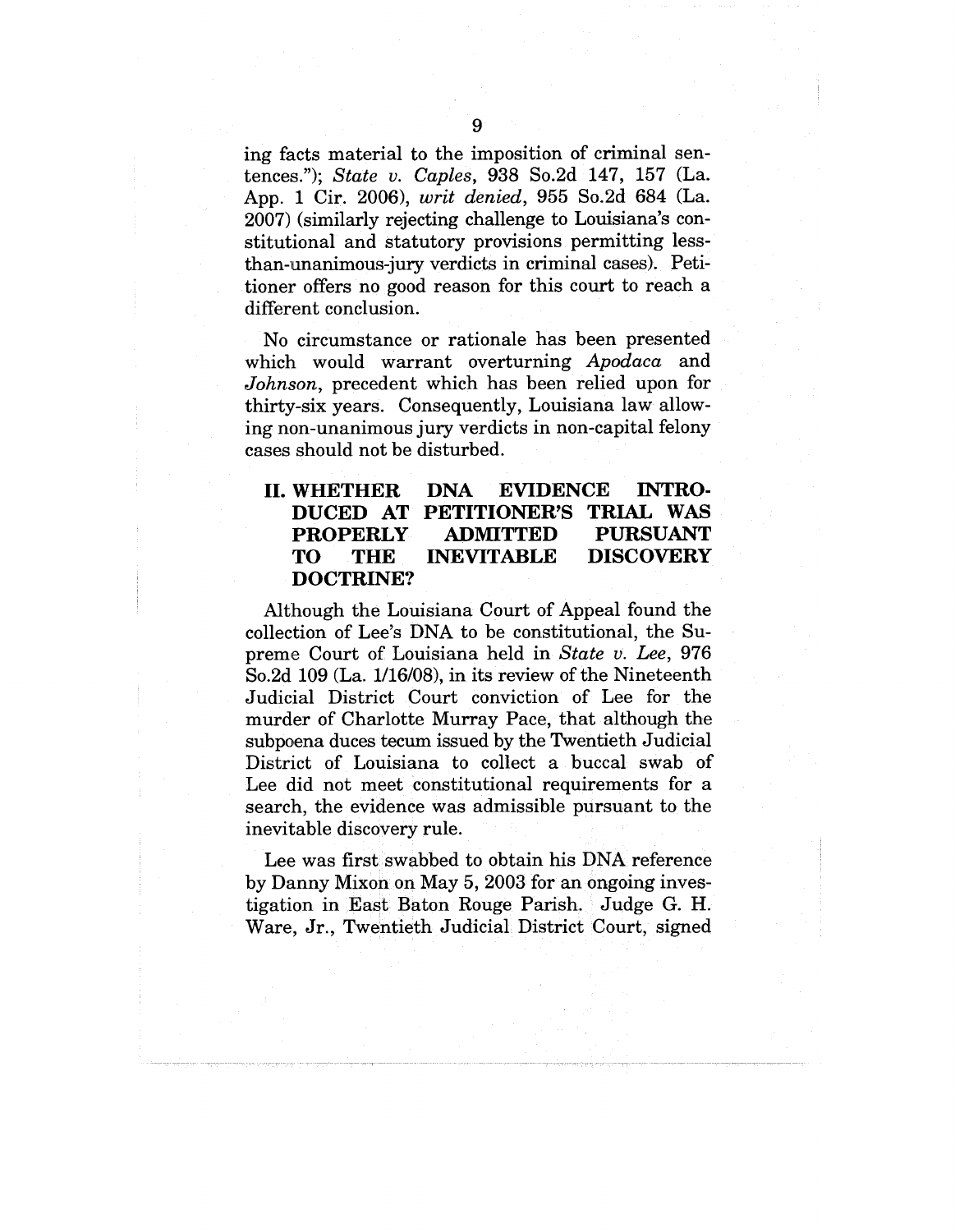ing facts material to the imposition of criminal sentences."); *State v. Caples*, 938 So.2d 147, 157 (La. App. 1 Cir. 2006), *writ denied*, 955 So.2d 684 (La. 2007) (similarly rejecting challenge to Louisiana's constitutional and statutory provisions permitting less-than-unanimous-jury verdicts in criminal cases). Petitioner offers no good reason for this court to reach a different conclusion.

No circumstance or rationale has been presented which would warrant overturning *Apodaca* and *Johnson*, precedent which has been relied upon for thirty-six years. Consequently, Louisiana law allowing non-unanimous jury verdicts in non-capital felony cases should not be disturbed.

## II. WHETHER DNA EVIDENCE INTRODUCED AT PETITIONER'S TRIAL WAS PROPERLY ADMITTED PURSUANT TO THE INEVITABLE DISCOVERY DOCTRINE?

Although the Louisiana Court of Appeal found the collection of Lee's DNA to be constitutional, the Supreme Court of Louisiana held in *State v. Lee*, 976 So.2d 109 (La. 1/16/08), in its review of the Nineteenth Judicial District Court conviction of Lee for the murder of Charlotte Murray Pace, that although the subpoena duces tecum issued by the Twentieth Judicial District of Louisiana to collect a buccal swab of Lee did not meet constitutional requirements for a search, the evidence was admissible pursuant to the inevitable discovery rule.

Lee was first swabbed to obtain his DNA reference by Danny Mixon on May 5, 2003 for an ongoing investigation in East Baton Rouge Parish. Judge G. H. Ware, Jr., Twentieth Judicial District Court, signed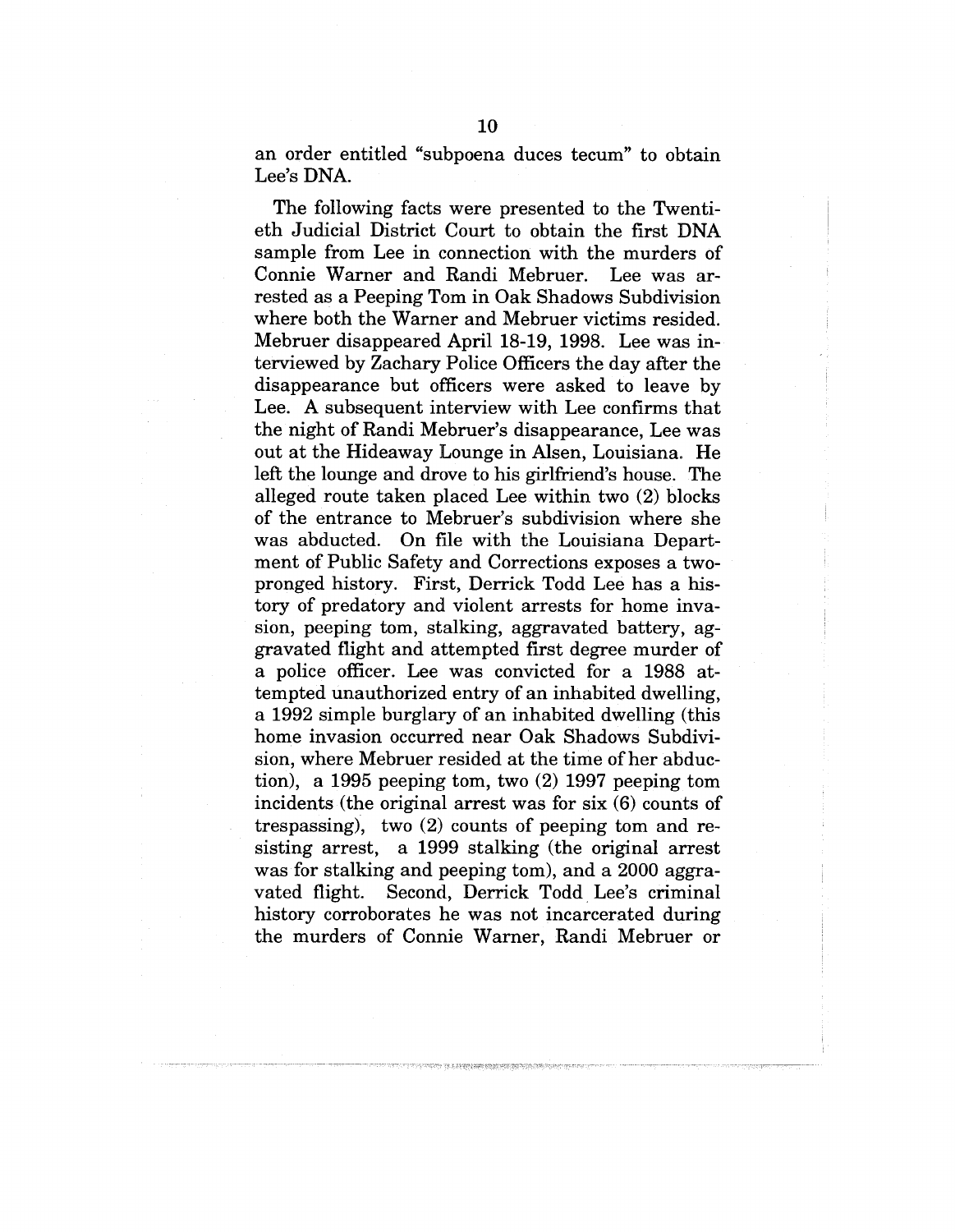an order entitled "subpoena duces tecum" to obtain Lee's DNA.

The following facts were presented to the Twentieth Judicial District Court to obtain the first DNA sample from Lee in connection with the murders of Connie Warner and Randi Mebruer. Lee was arrested as a Peeping Tom in Oak Shadows Subdivision where both the Warner and Mebruer victims resided. Mebruer disappeared April 18-19, 1998. Lee was interviewed by Zachary Police Officers the day after the disappearance but officers were asked to leave by Lee. A subsequent interview with Lee confirms that the night of Randi Mebruer's disappearance, Lee was out at the Hideaway Lounge in Alsen, Louisiana. He left the lounge and drove to his girlfriend's house. The alleged route taken placed Lee within two (2) blocks of the entrance to Mebruer's subdivision where she was abducted. On file with the Louisiana Department of Public Safety and Corrections exposes a two-pronged history. First, Derrick Todd Lee has a history of predatory and violent arrests for home invasion, peeping tom, stalking, aggravated battery, aggravated flight and attempted first degree murder of a police officer. Lee was convicted for a 1988 attempted unauthorized entry of an inhabited dwelling, a 1992 simple burglary of an inhabited dwelling (this home invasion occurred near Oak Shadows Subdivision, where Mebruer resided at the time of her abduction), a 1995 peeping tom, two (2) 1997 peeping tom incidents (the original arrest was for six (6) counts of trespassing), two (2) counts of peeping tom and resisting arrest, a 1999 stalking (the original arrest was for stalking and peeping tom), and a 2000 aggravated flight. Second, Derrick Todd Lee's criminal history corroborates he was not incarcerated during the murders of Connie Warner, Randi Mebruer or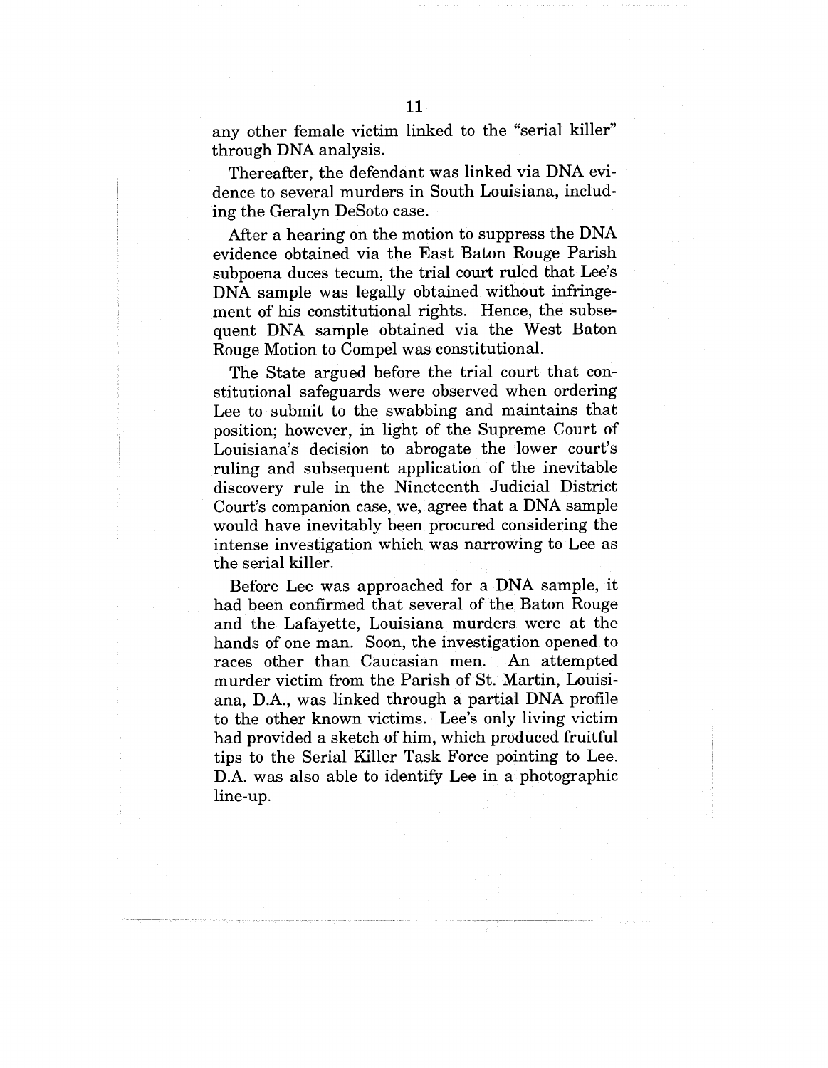any other female victim linked to the "serial killer" through DNA analysis.

Thereafter, the defendant was linked via DNA evidence to several murders in South Louisiana, including the Geralyn DeSoto case.

After a hearing on the motion to suppress the DNA evidence obtained via the East Baton Rouge Parish subpoena duces tecum, the trial court ruled that Lee's DNA sample was legally obtained without infringement of his constitutional rights. Hence, the subsequent DNA sample obtained via the West Baton Rouge Motion to Compel was constitutional.

The State argued before the trial court that constitutional safeguards were observed when ordering Lee to submit to the swabbing and maintains that position; however, in light of the Supreme Court of Louisiana's decision to abrogate the lower court's ruling and subsequent application of the inevitable discovery rule in the Nineteenth Judicial District Court's companion case, we, agree that a DNA sample would have inevitably been procured considering the intense investigation which was narrowing to Lee as the serial killer.

Before Lee was approached for a DNA sample, it had been confirmed that several of the Baton Rouge and the Lafayette, Louisiana murders were at the hands of one man. Soon, the investigation opened to races other than Caucasian men. An attempted murder victim from the Parish of St. Martin, Louisiana, D.A., was linked through a partial DNA profile to the other known victims. Lee's only living victim had provided a sketch of him, which produced fruitful tips to the Serial Killer Task Force pointing to Lee. D.A. was also able to identify Lee in a photographic line-up.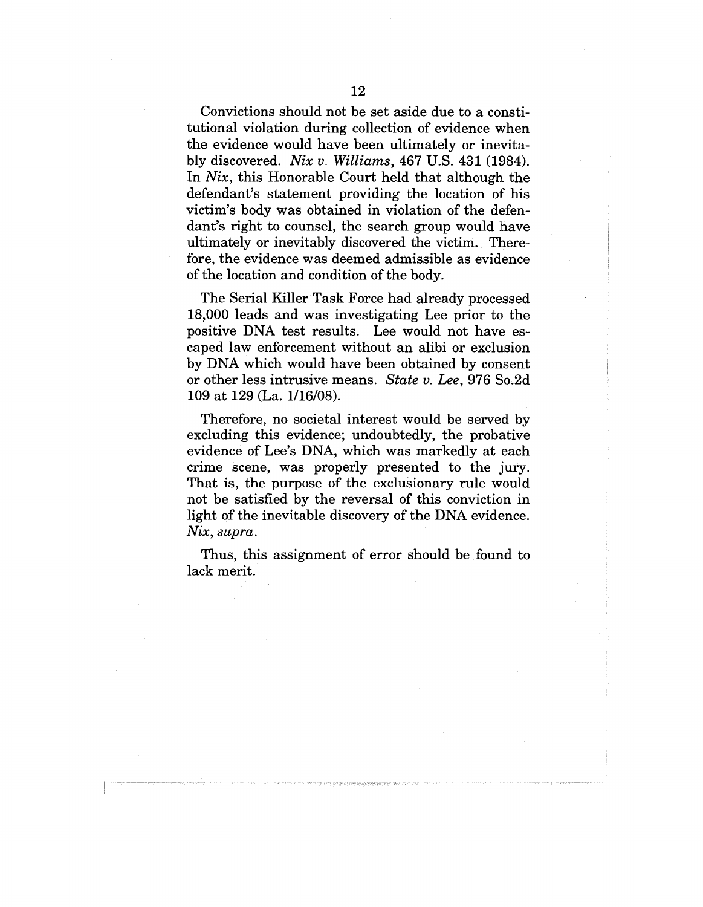Convictions should not be set aside due to a constitutional violation during collection of evidence when the evidence would have been ultimately or inevitably discovered. *Nix v. Williams*, 467 U.S. 431 (1984). In *Nix*, this Honorable Court held that although the defendant's statement providing the location of his victim's body was obtained in violation of the defendant's right to counsel, the search group would have ultimately or inevitably discovered the victim. Therefore, the evidence was deemed admissible as evidence of the location and condition of the body.

The Serial Killer Task Force had already processed 18,000 leads and was investigating Lee prior to the positive DNA test results. Lee would not have escaped law enforcement without an alibi or exclusion by DNA which would have been obtained by consent or other less intrusive means. *State v. Lee*, 976 So.2d 109 at 129 (La. 1/16/08).

Therefore, no societal interest would be served by excluding this evidence; undoubtedly, the probative evidence of Lee's DNA, which was markedly at each crime scene, was properly presented to the jury. That is, the purpose of the exclusionary rule would not be satisfied by the reversal of this conviction in light of the inevitable discovery of the DNA evidence. *Nix, supra*.

Thus, this assignment of error should be found to lack merit.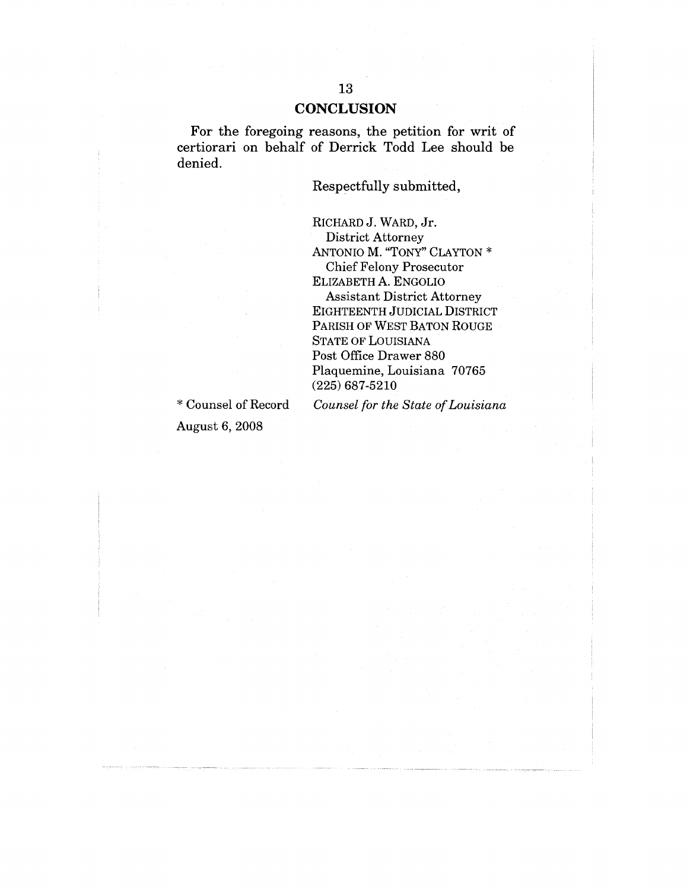## CONCLUSION

For the foregoing reasons, the petition for writ of certiorari on behalf of Derrick Todd Lee should be denied.

Respectfully submitted,

RICHARD J. WARD, Jr.
District Attorney
ANTONIO M. "TONY" CLAYTON *
Chief Felony Prosecutor
ELIZABETH A. ENGOLIO
Assistant District Attorney
EIGHTEENTH JUDICIAL DISTRICT
PARISH OF WEST BATON ROUGE
STATE OF LOUISIANA
Post Office Drawer 880
Plaquemine, Louisiana 70765
(225) 687-5210

*Counsel for the State of Louisiana*

* Counsel of Record

August 6, 2008